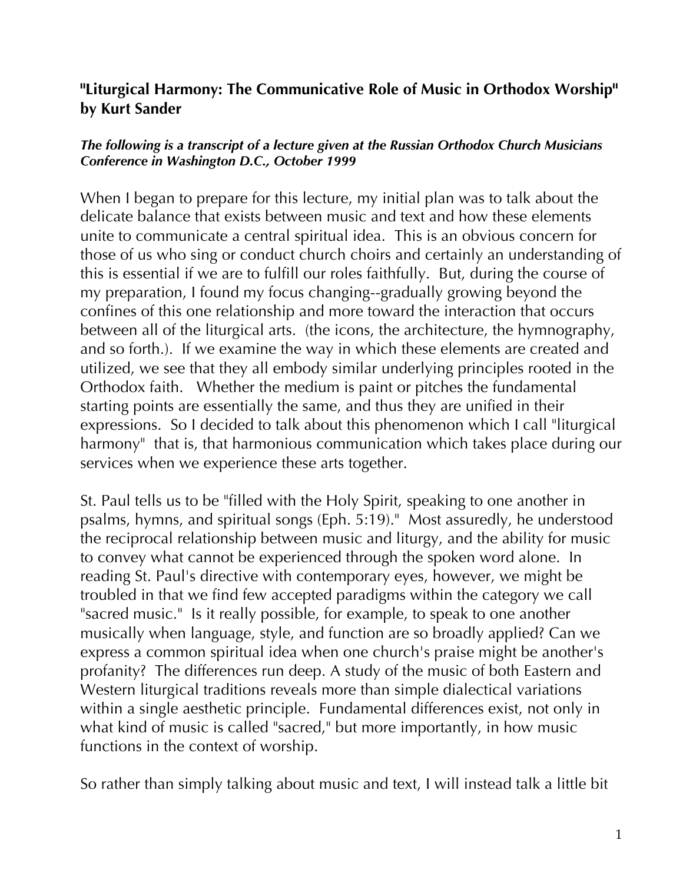# "Liturgical Harmony: The Communicative Role of Music in Orthodox Worship" by Kurt Sander

***The following is a transcript of a lecture given at the Russian Orthodox Church Musicians Conference in Washington D.C., October 1999***

When I began to prepare for this lecture, my initial plan was to talk about the delicate balance that exists between music and text and how these elements unite to communicate a central spiritual idea. This is an obvious concern for those of us who sing or conduct church choirs and certainly an understanding of this is essential if we are to fulfill our roles faithfully. But, during the course of my preparation, I found my focus changing--gradually growing beyond the confines of this one relationship and more toward the interaction that occurs between all of the liturgical arts. (the icons, the architecture, the hymnography, and so forth.). If we examine the way in which these elements are created and utilized, we see that they all embody similar underlying principles rooted in the Orthodox faith. Whether the medium is paint or pitches the fundamental starting points are essentially the same, and thus they are unified in their expressions. So I decided to talk about this phenomenon which I call "liturgical harmony" that is, that harmonious communication which takes place during our services when we experience these arts together.

St. Paul tells us to be "filled with the Holy Spirit, speaking to one another in psalms, hymns, and spiritual songs (Eph. 5:19)." Most assuredly, he understood the reciprocal relationship between music and liturgy, and the ability for music to convey what cannot be experienced through the spoken word alone. In reading St. Paul's directive with contemporary eyes, however, we might be troubled in that we find few accepted paradigms within the category we call "sacred music." Is it really possible, for example, to speak to one another musically when language, style, and function are so broadly applied? Can we express a common spiritual idea when one church's praise might be another's profanity? The differences run deep. A study of the music of both Eastern and Western liturgical traditions reveals more than simple dialectical variations within a single aesthetic principle. Fundamental differences exist, not only in what kind of music is called "sacred," but more importantly, in how music functions in the context of worship.

So rather than simply talking about music and text, I will instead talk a little bit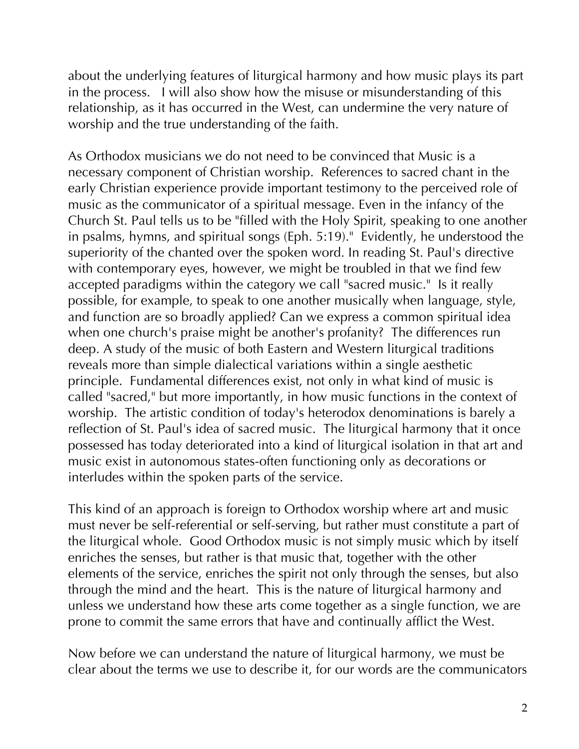about the underlying features of liturgical harmony and how music plays its part in the process. I will also show how the misuse or misunderstanding of this relationship, as it has occurred in the West, can undermine the very nature of worship and the true understanding of the faith.

As Orthodox musicians we do not need to be convinced that Music is a necessary component of Christian worship. References to sacred chant in the early Christian experience provide important testimony to the perceived role of music as the communicator of a spiritual message. Even in the infancy of the Church St. Paul tells us to be "filled with the Holy Spirit, speaking to one another in psalms, hymns, and spiritual songs (Eph. 5:19)." Evidently, he understood the superiority of the chanted over the spoken word. In reading St. Paul's directive with contemporary eyes, however, we might be troubled in that we find few accepted paradigms within the category we call "sacred music." Is it really possible, for example, to speak to one another musically when language, style, and function are so broadly applied? Can we express a common spiritual idea when one church's praise might be another's profanity? The differences run deep. A study of the music of both Eastern and Western liturgical traditions reveals more than simple dialectical variations within a single aesthetic principle. Fundamental differences exist, not only in what kind of music is called "sacred," but more importantly, in how music functions in the context of worship. The artistic condition of today's heterodox denominations is barely a reflection of St. Paul's idea of sacred music. The liturgical harmony that it once possessed has today deteriorated into a kind of liturgical isolation in that art and music exist in autonomous states-often functioning only as decorations or interludes within the spoken parts of the service.

This kind of an approach is foreign to Orthodox worship where art and music must never be self-referential or self-serving, but rather must constitute a part of the liturgical whole. Good Orthodox music is not simply music which by itself enriches the senses, but rather is that music that, together with the other elements of the service, enriches the spirit not only through the senses, but also through the mind and the heart. This is the nature of liturgical harmony and unless we understand how these arts come together as a single function, we are prone to commit the same errors that have and continually afflict the West.

Now before we can understand the nature of liturgical harmony, we must be clear about the terms we use to describe it, for our words are the communicators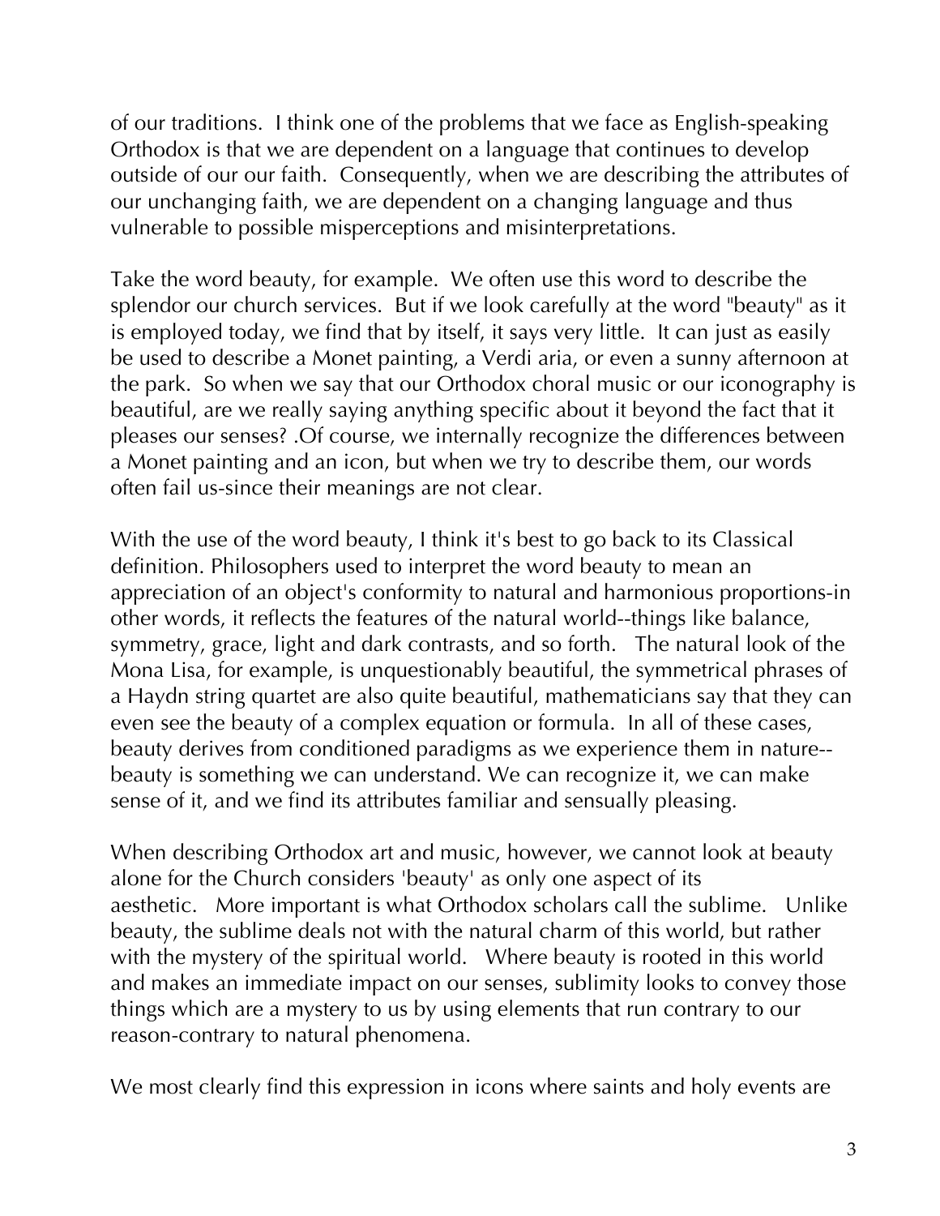of our traditions. I think one of the problems that we face as English-speaking Orthodox is that we are dependent on a language that continues to develop outside of our our faith. Consequently, when we are describing the attributes of our unchanging faith, we are dependent on a changing language and thus vulnerable to possible misperceptions and misinterpretations.

Take the word beauty, for example. We often use this word to describe the splendor our church services. But if we look carefully at the word "beauty" as it is employed today, we find that by itself, it says very little. It can just as easily be used to describe a Monet painting, a Verdi aria, or even a sunny afternoon at the park. So when we say that our Orthodox choral music or our iconography is beautiful, are we really saying anything specific about it beyond the fact that it pleases our senses? .Of course, we internally recognize the differences between a Monet painting and an icon, but when we try to describe them, our words often fail us-since their meanings are not clear.

With the use of the word beauty, I think it's best to go back to its Classical definition. Philosophers used to interpret the word beauty to mean an appreciation of an object's conformity to natural and harmonious proportions-in other words, it reflects the features of the natural world--things like balance, symmetry, grace, light and dark contrasts, and so forth. The natural look of the Mona Lisa, for example, is unquestionably beautiful, the symmetrical phrases of a Haydn string quartet are also quite beautiful, mathematicians say that they can even see the beauty of a complex equation or formula. In all of these cases, beauty derives from conditioned paradigms as we experience them in nature--beauty is something we can understand. We can recognize it, we can make sense of it, and we find its attributes familiar and sensually pleasing.

When describing Orthodox art and music, however, we cannot look at beauty alone for the Church considers 'beauty' as only one aspect of its aesthetic. More important is what Orthodox scholars call the sublime. Unlike beauty, the sublime deals not with the natural charm of this world, but rather with the mystery of the spiritual world. Where beauty is rooted in this world and makes an immediate impact on our senses, sublimity looks to convey those things which are a mystery to us by using elements that run contrary to our reason-contrary to natural phenomena.

We most clearly find this expression in icons where saints and holy events are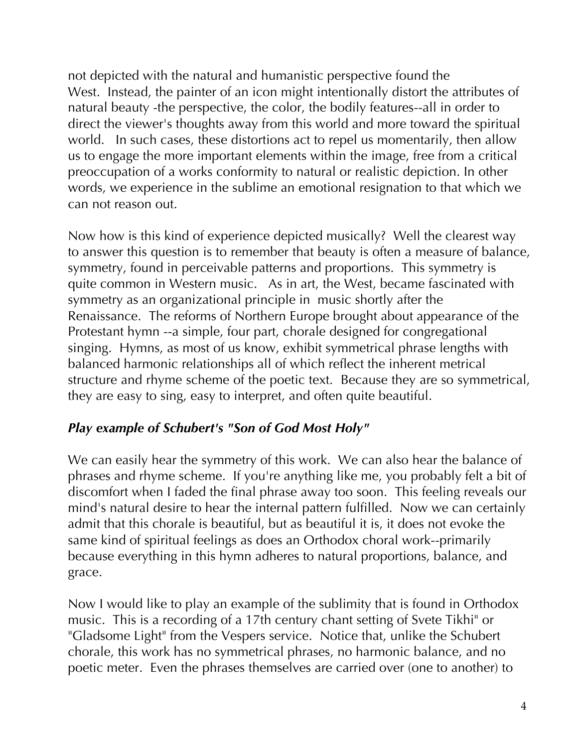not depicted with the natural and humanistic perspective found the West. Instead, the painter of an icon might intentionally distort the attributes of natural beauty -the perspective, the color, the bodily features--all in order to direct the viewer's thoughts away from this world and more toward the spiritual world. In such cases, these distortions act to repel us momentarily, then allow us to engage the more important elements within the image, free from a critical preoccupation of a works conformity to natural or realistic depiction. In other words, we experience in the sublime an emotional resignation to that which we can not reason out.

Now how is this kind of experience depicted musically? Well the clearest way to answer this question is to remember that beauty is often a measure of balance, symmetry, found in perceivable patterns and proportions. This symmetry is quite common in Western music. As in art, the West, became fascinated with symmetry as an organizational principle in music shortly after the Renaissance. The reforms of Northern Europe brought about appearance of the Protestant hymn --a simple, four part, chorale designed for congregational singing. Hymns, as most of us know, exhibit symmetrical phrase lengths with balanced harmonic relationships all of which reflect the inherent metrical structure and rhyme scheme of the poetic text. Because they are so symmetrical, they are easy to sing, easy to interpret, and often quite beautiful.

***Play example of Schubert's "Son of God Most Holy"***

We can easily hear the symmetry of this work. We can also hear the balance of phrases and rhyme scheme. If you're anything like me, you probably felt a bit of discomfort when I faded the final phrase away too soon. This feeling reveals our mind's natural desire to hear the internal pattern fulfilled. Now we can certainly admit that this chorale is beautiful, but as beautiful it is, it does not evoke the same kind of spiritual feelings as does an Orthodox choral work--primarily because everything in this hymn adheres to natural proportions, balance, and grace.

Now I would like to play an example of the sublimity that is found in Orthodox music. This is a recording of a 17th century chant setting of Svete Tikhi" or "Gladsome Light" from the Vespers service. Notice that, unlike the Schubert chorale, this work has no symmetrical phrases, no harmonic balance, and no poetic meter. Even the phrases themselves are carried over (one to another) to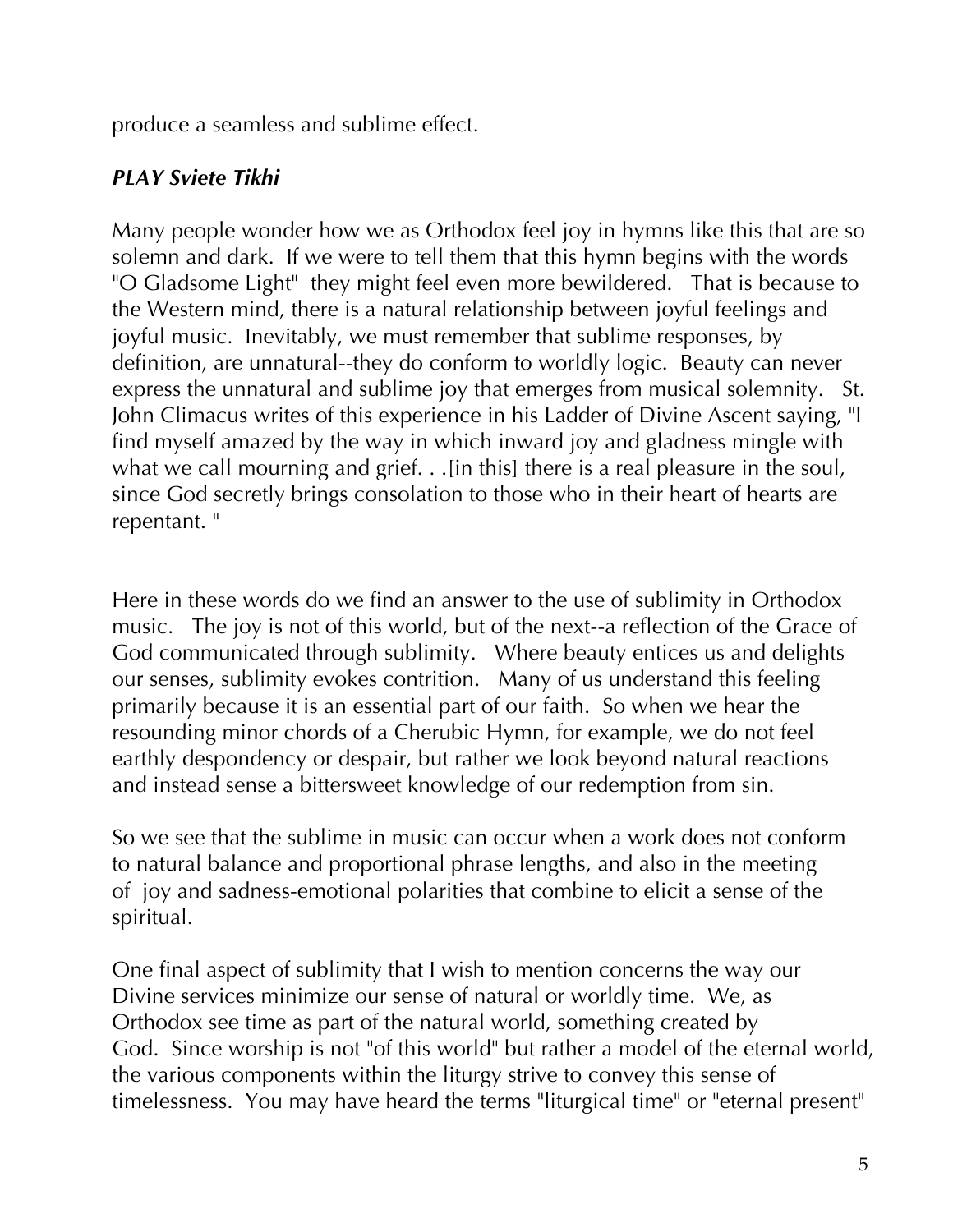produce a seamless and sublime effect.

***PLAY Sviete Tikhi***

Many people wonder how we as Orthodox feel joy in hymns like this that are so solemn and dark. If we were to tell them that this hymn begins with the words "O Gladsome Light" they might feel even more bewildered. That is because to the Western mind, there is a natural relationship between joyful feelings and joyful music. Inevitably, we must remember that sublime responses, by definition, are unnatural--they do conform to worldly logic. Beauty can never express the unnatural and sublime joy that emerges from musical solemnity. St. John Climacus writes of this experience in his Ladder of Divine Ascent saying, "I find myself amazed by the way in which inward joy and gladness mingle with what we call mourning and grief. . .[in this] there is a real pleasure in the soul, since God secretly brings consolation to those who in their heart of hearts are repentant. "

Here in these words do we find an answer to the use of sublimity in Orthodox music. The joy is not of this world, but of the next--a reflection of the Grace of God communicated through sublimity. Where beauty entices us and delights our senses, sublimity evokes contrition. Many of us understand this feeling primarily because it is an essential part of our faith. So when we hear the resounding minor chords of a Cherubic Hymn, for example, we do not feel earthly despondency or despair, but rather we look beyond natural reactions and instead sense a bittersweet knowledge of our redemption from sin.

So we see that the sublime in music can occur when a work does not conform to natural balance and proportional phrase lengths, and also in the meeting of joy and sadness-emotional polarities that combine to elicit a sense of the spiritual.

One final aspect of sublimity that I wish to mention concerns the way our Divine services minimize our sense of natural or worldly time. We, as Orthodox see time as part of the natural world, something created by God. Since worship is not "of this world" but rather a model of the eternal world, the various components within the liturgy strive to convey this sense of timelessness. You may have heard the terms "liturgical time" or "eternal present"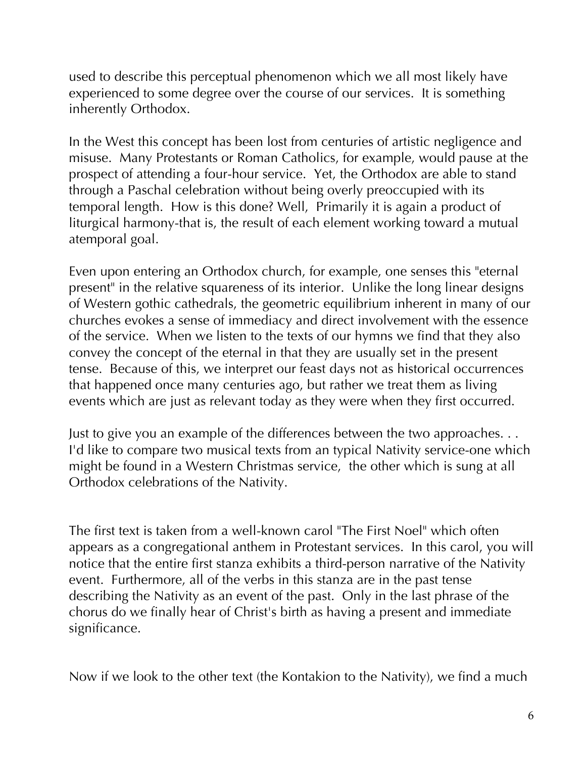used to describe this perceptual phenomenon which we all most likely have experienced to some degree over the course of our services. It is something inherently Orthodox.

In the West this concept has been lost from centuries of artistic negligence and misuse. Many Protestants or Roman Catholics, for example, would pause at the prospect of attending a four-hour service. Yet, the Orthodox are able to stand through a Paschal celebration without being overly preoccupied with its temporal length. How is this done? Well, Primarily it is again a product of liturgical harmony-that is, the result of each element working toward a mutual atemporal goal.

Even upon entering an Orthodox church, for example, one senses this "eternal present" in the relative squareness of its interior. Unlike the long linear designs of Western gothic cathedrals, the geometric equilibrium inherent in many of our churches evokes a sense of immediacy and direct involvement with the essence of the service. When we listen to the texts of our hymns we find that they also convey the concept of the eternal in that they are usually set in the present tense. Because of this, we interpret our feast days not as historical occurrences that happened once many centuries ago, but rather we treat them as living events which are just as relevant today as they were when they first occurred.

Just to give you an example of the differences between the two approaches. . . I'd like to compare two musical texts from an typical Nativity service-one which might be found in a Western Christmas service, the other which is sung at all Orthodox celebrations of the Nativity.

The first text is taken from a well-known carol "The First Noel" which often appears as a congregational anthem in Protestant services. In this carol, you will notice that the entire first stanza exhibits a third-person narrative of the Nativity event. Furthermore, all of the verbs in this stanza are in the past tense describing the Nativity as an event of the past. Only in the last phrase of the chorus do we finally hear of Christ's birth as having a present and immediate significance.

Now if we look to the other text (the Kontakion to the Nativity), we find a much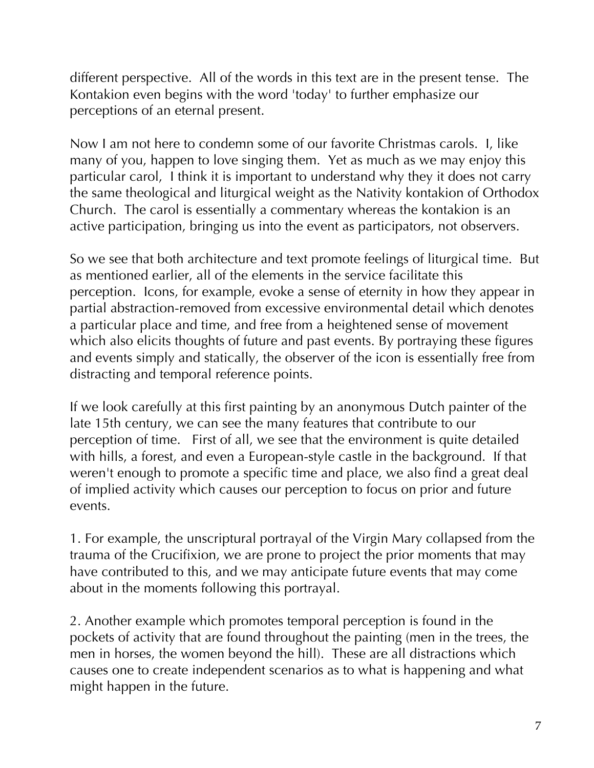different perspective. All of the words in this text are in the present tense. The Kontakion even begins with the word 'today' to further emphasize our perceptions of an eternal present.

Now I am not here to condemn some of our favorite Christmas carols. I, like many of you, happen to love singing them. Yet as much as we may enjoy this particular carol, I think it is important to understand why they it does not carry the same theological and liturgical weight as the Nativity kontakion of Orthodox Church. The carol is essentially a commentary whereas the kontakion is an active participation, bringing us into the event as participators, not observers.

So we see that both architecture and text promote feelings of liturgical time. But as mentioned earlier, all of the elements in the service facilitate this perception. Icons, for example, evoke a sense of eternity in how they appear in partial abstraction-removed from excessive environmental detail which denotes a particular place and time, and free from a heightened sense of movement which also elicits thoughts of future and past events. By portraying these figures and events simply and statically, the observer of the icon is essentially free from distracting and temporal reference points.

If we look carefully at this first painting by an anonymous Dutch painter of the late 15th century, we can see the many features that contribute to our perception of time. First of all, we see that the environment is quite detailed with hills, a forest, and even a European-style castle in the background. If that weren't enough to promote a specific time and place, we also find a great deal of implied activity which causes our perception to focus on prior and future events.

1. For example, the unscriptural portrayal of the Virgin Mary collapsed from the trauma of the Crucifixion, we are prone to project the prior moments that may have contributed to this, and we may anticipate future events that may come about in the moments following this portrayal.

2. Another example which promotes temporal perception is found in the pockets of activity that are found throughout the painting (men in the trees, the men in horses, the women beyond the hill). These are all distractions which causes one to create independent scenarios as to what is happening and what might happen in the future.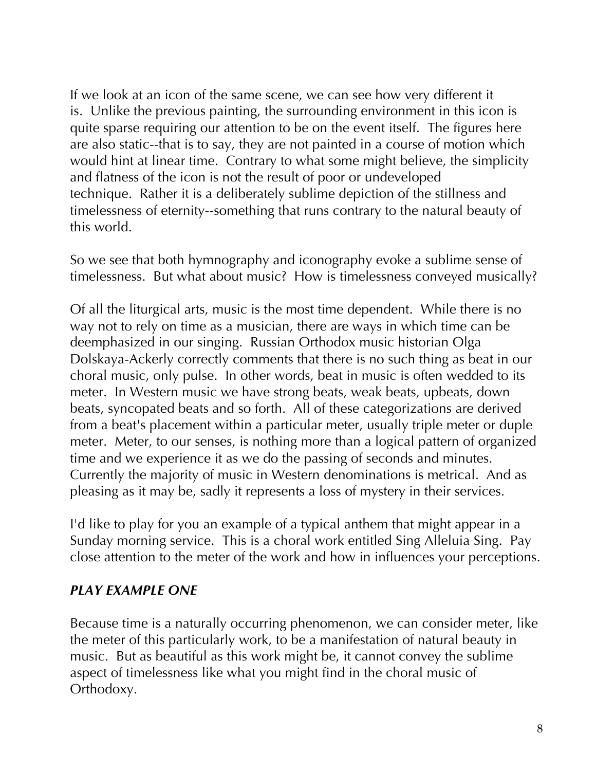If we look at an icon of the same scene, we can see how very different it is. Unlike the previous painting, the surrounding environment in this icon is quite sparse requiring our attention to be on the event itself. The figures here are also static--that is to say, they are not painted in a course of motion which would hint at linear time. Contrary to what some might believe, the simplicity and flatness of the icon is not the result of poor or undeveloped technique. Rather it is a deliberately sublime depiction of the stillness and timelessness of eternity--something that runs contrary to the natural beauty of this world.

So we see that both hymnography and iconography evoke a sublime sense of timelessness. But what about music? How is timelessness conveyed musically?

Of all the liturgical arts, music is the most time dependent. While there is no way not to rely on time as a musician, there are ways in which time can be deemphasized in our singing. Russian Orthodox music historian Olga Dolskaya-Ackerly correctly comments that there is no such thing as beat in our choral music, only pulse. In other words, beat in music is often wedded to its meter. In Western music we have strong beats, weak beats, upbeats, down beats, syncopated beats and so forth. All of these categorizations are derived from a beat's placement within a particular meter, usually triple meter or duple meter. Meter, to our senses, is nothing more than a logical pattern of organized time and we experience it as we do the passing of seconds and minutes. Currently the majority of music in Western denominations is metrical. And as pleasing as it may be, sadly it represents a loss of mystery in their services.

I'd like to play for you an example of a typical anthem that might appear in a Sunday morning service. This is a choral work entitled Sing Alleluia Sing. Pay close attention to the meter of the work and how in influences your perceptions.

***PLAY EXAMPLE ONE***

Because time is a naturally occurring phenomenon, we can consider meter, like the meter of this particularly work, to be a manifestation of natural beauty in music. But as beautiful as this work might be, it cannot convey the sublime aspect of timelessness like what you might find in the choral music of Orthodoxy.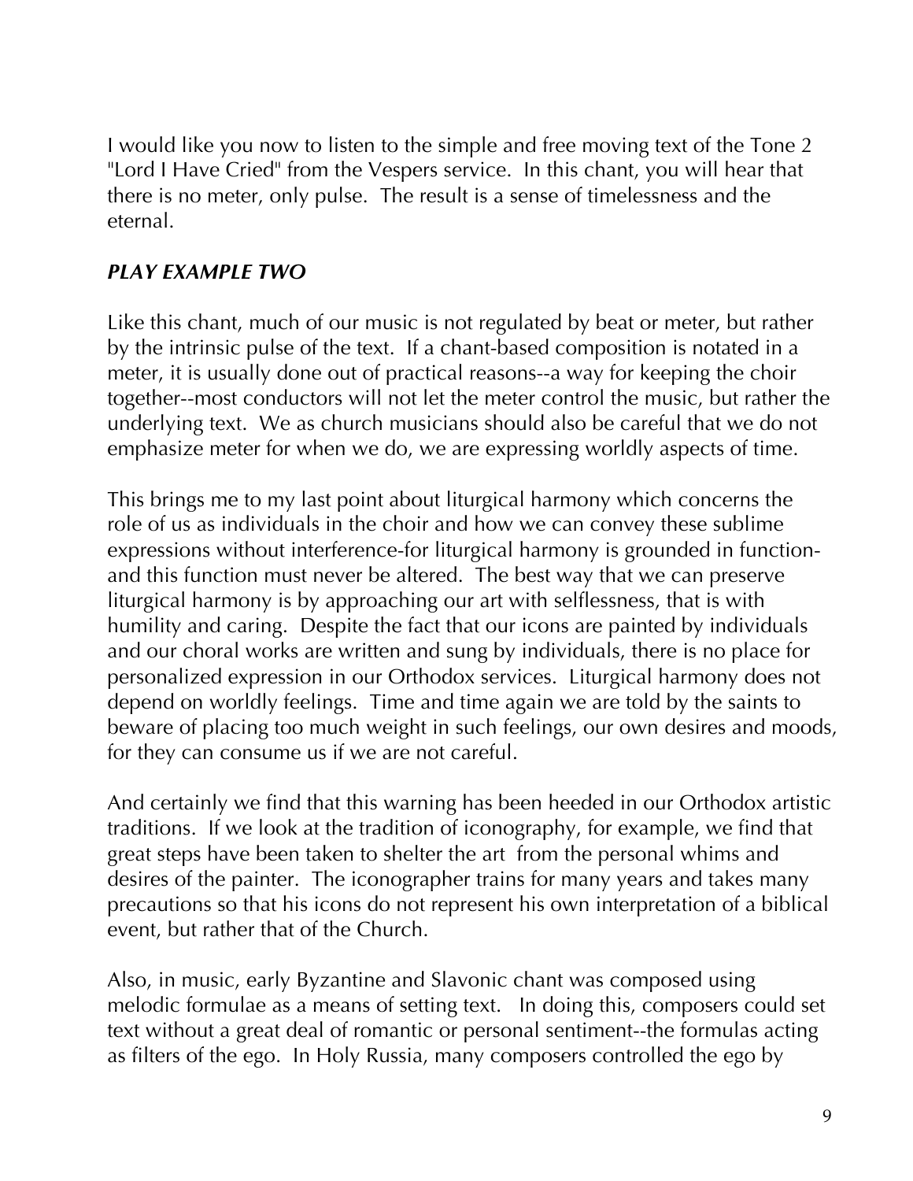I would like you now to listen to the simple and free moving text of the Tone 2 "Lord I Have Cried" from the Vespers service. In this chant, you will hear that there is no meter, only pulse. The result is a sense of timelessness and the eternal.

***PLAY EXAMPLE TWO***

Like this chant, much of our music is not regulated by beat or meter, but rather by the intrinsic pulse of the text. If a chant-based composition is notated in a meter, it is usually done out of practical reasons--a way for keeping the choir together--most conductors will not let the meter control the music, but rather the underlying text. We as church musicians should also be careful that we do not emphasize meter for when we do, we are expressing worldly aspects of time.

This brings me to my last point about liturgical harmony which concerns the role of us as individuals in the choir and how we can convey these sublime expressions without interference-for liturgical harmony is grounded in function- and this function must never be altered. The best way that we can preserve liturgical harmony is by approaching our art with selflessness, that is with humility and caring. Despite the fact that our icons are painted by individuals and our choral works are written and sung by individuals, there is no place for personalized expression in our Orthodox services. Liturgical harmony does not depend on worldly feelings. Time and time again we are told by the saints to beware of placing too much weight in such feelings, our own desires and moods, for they can consume us if we are not careful.

And certainly we find that this warning has been heeded in our Orthodox artistic traditions. If we look at the tradition of iconography, for example, we find that great steps have been taken to shelter the art from the personal whims and desires of the painter. The iconographer trains for many years and takes many precautions so that his icons do not represent his own interpretation of a biblical event, but rather that of the Church.

Also, in music, early Byzantine and Slavonic chant was composed using melodic formulae as a means of setting text. In doing this, composers could set text without a great deal of romantic or personal sentiment--the formulas acting as filters of the ego. In Holy Russia, many composers controlled the ego by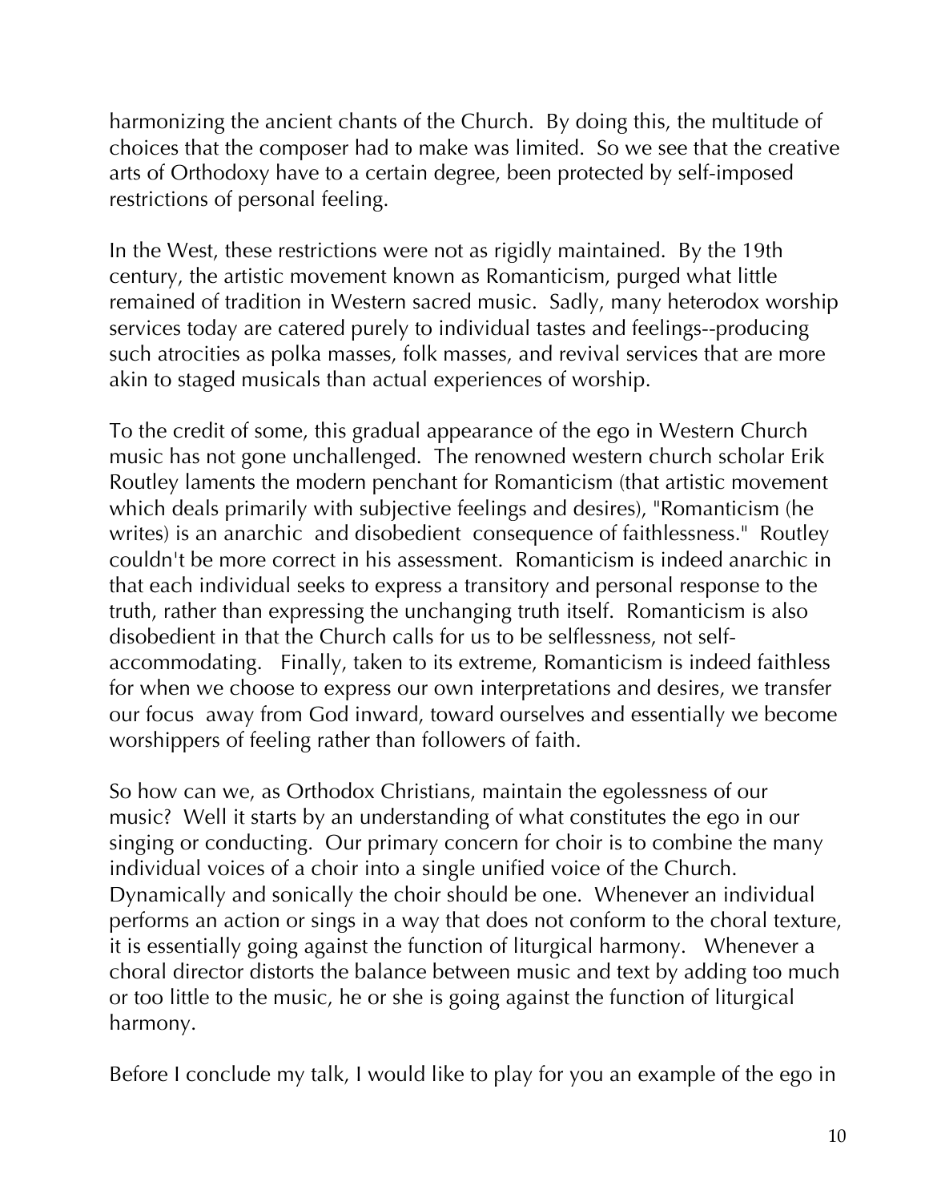harmonizing the ancient chants of the Church. By doing this, the multitude of choices that the composer had to make was limited. So we see that the creative arts of Orthodoxy have to a certain degree, been protected by self-imposed restrictions of personal feeling.

In the West, these restrictions were not as rigidly maintained. By the 19th century, the artistic movement known as Romanticism, purged what little remained of tradition in Western sacred music. Sadly, many heterodox worship services today are catered purely to individual tastes and feelings--producing such atrocities as polka masses, folk masses, and revival services that are more akin to staged musicals than actual experiences of worship.

To the credit of some, this gradual appearance of the ego in Western Church music has not gone unchallenged. The renowned western church scholar Erik Routley laments the modern penchant for Romanticism (that artistic movement which deals primarily with subjective feelings and desires), "Romanticism (he writes) is an anarchic and disobedient consequence of faithlessness." Routley couldn't be more correct in his assessment. Romanticism is indeed anarchic in that each individual seeks to express a transitory and personal response to the truth, rather than expressing the unchanging truth itself. Romanticism is also disobedient in that the Church calls for us to be selflessness, not self-accommodating. Finally, taken to its extreme, Romanticism is indeed faithless for when we choose to express our own interpretations and desires, we transfer our focus away from God inward, toward ourselves and essentially we become worshippers of feeling rather than followers of faith.

So how can we, as Orthodox Christians, maintain the egolessness of our music? Well it starts by an understanding of what constitutes the ego in our singing or conducting. Our primary concern for choir is to combine the many individual voices of a choir into a single unified voice of the Church. Dynamically and sonically the choir should be one. Whenever an individual performs an action or sings in a way that does not conform to the choral texture, it is essentially going against the function of liturgical harmony. Whenever a choral director distorts the balance between music and text by adding too much or too little to the music, he or she is going against the function of liturgical harmony.

Before I conclude my talk, I would like to play for you an example of the ego in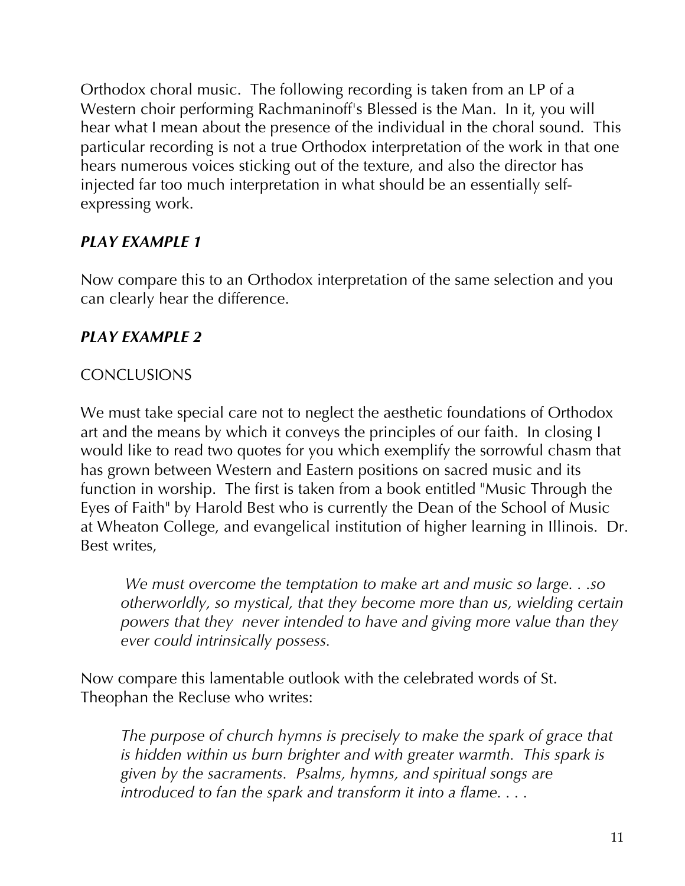Orthodox choral music. The following recording is taken from an LP of a Western choir performing Rachmaninoff's Blessed is the Man. In it, you will hear what I mean about the presence of the individual in the choral sound. This particular recording is not a true Orthodox interpretation of the work in that one hears numerous voices sticking out of the texture, and also the director has injected far too much interpretation in what should be an essentially self-expressing work.

***PLAY EXAMPLE 1***

Now compare this to an Orthodox interpretation of the same selection and you can clearly hear the difference.

***PLAY EXAMPLE 2***

CONCLUSIONS

We must take special care not to neglect the aesthetic foundations of Orthodox art and the means by which it conveys the principles of our faith. In closing I would like to read two quotes for you which exemplify the sorrowful chasm that has grown between Western and Eastern positions on sacred music and its function in worship. The first is taken from a book entitled "Music Through the Eyes of Faith" by Harold Best who is currently the Dean of the School of Music at Wheaton College, and evangelical institution of higher learning in Illinois. Dr. Best writes,

> *We must overcome the temptation to make art and music so large. . .so otherworldly, so mystical, that they become more than us, wielding certain powers that they never intended to have and giving more value than they ever could intrinsically possess.*

Now compare this lamentable outlook with the celebrated words of St. Theophan the Recluse who writes:

> *The purpose of church hymns is precisely to make the spark of grace that is hidden within us burn brighter and with greater warmth. This spark is given by the sacraments. Psalms, hymns, and spiritual songs are introduced to fan the spark and transform it into a flame. . . .*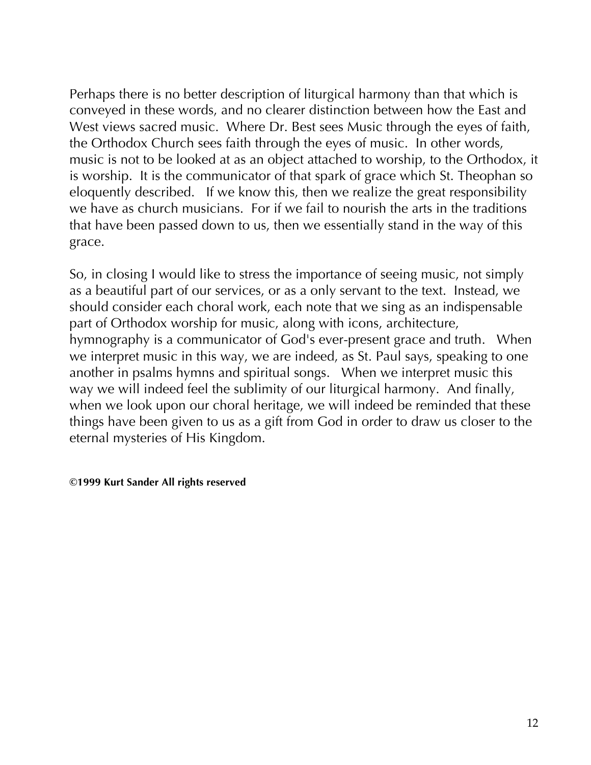Perhaps there is no better description of liturgical harmony than that which is conveyed in these words, and no clearer distinction between how the East and West views sacred music. Where Dr. Best sees Music through the eyes of faith, the Orthodox Church sees faith through the eyes of music. In other words, music is not to be looked at as an object attached to worship, to the Orthodox, it is worship. It is the communicator of that spark of grace which St. Theophan so eloquently described. If we know this, then we realize the great responsibility we have as church musicians. For if we fail to nourish the arts in the traditions that have been passed down to us, then we essentially stand in the way of this grace.

So, in closing I would like to stress the importance of seeing music, not simply as a beautiful part of our services, or as a only servant to the text. Instead, we should consider each choral work, each note that we sing as an indispensable part of Orthodox worship for music, along with icons, architecture, hymnography is a communicator of God's ever-present grace and truth. When we interpret music in this way, we are indeed, as St. Paul says, speaking to one another in psalms hymns and spiritual songs. When we interpret music this way we will indeed feel the sublimity of our liturgical harmony. And finally, when we look upon our choral heritage, we will indeed be reminded that these things have been given to us as a gift from God in order to draw us closer to the eternal mysteries of His Kingdom.

**©1999 Kurt Sander All rights reserved**